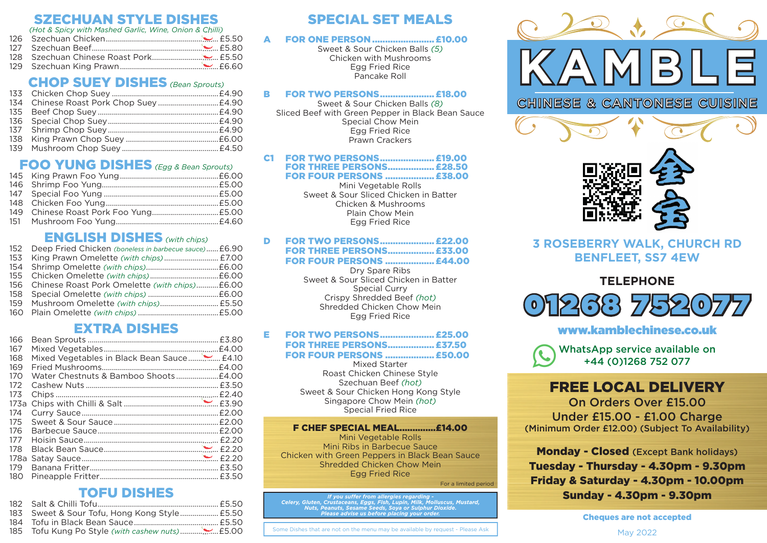## SZECHUAN STYLE DISHES

*(Hot & Spicy with Mashed Garlic, Wine, Onion & Chilli)*

| No. | Dish | Price |
|---|---|---|
| 126 | Szechuan Chicken | £5.50 |
| 127 | Szechuan Beef | £5.80 |
| 128 | Szechuan Chinese Roast Pork | £5.50 |
| 129 | Szechuan King Prawn | £6.60 |

## CHOP SUEY DISHES *(Bean Sprouts)*

| No. | Dish | Price |
|---|---|---|
| 133 | Chicken Chop Suey | £4.90 |
| 134 | Chinese Roast Pork Chop Suey | £4.90 |
| 135 | Beef Chop Suey | £4.90 |
| 136 | Special Chop Suey | £4.90 |
| 137 | Shrimp Chop Suey | £4.90 |
| 138 | King Prawn Chop Suey | £6.00 |
| 139 | Mushroom Chop Suey | £4.50 |

## FOO YUNG DISHES *(Egg & Bean Sprouts)*

| No. | Dish | Price |
|---|---|---|
| 145 | King Prawn Foo Yung | £6.00 |
| 146 | Shrimp Foo Yung | £5.00 |
| 147 | Special Foo Yung | £5.00 |
| 148 | Chicken Foo Yung | £5.00 |
| 149 | Chinese Roast Pork Foo Yung | £5.00 |
| 151 | Mushroom Foo Yung | £4.60 |

## ENGLISH DISHES *(with chips)*

| No. | Dish | Price |
|---|---|---|
| 152 | Deep Fried Chicken *(boneless in barbecue sauce)* | £6.90 |
| 153 | King Prawn Omelette *(with chips)* | £7.00 |
| 154 | Shrimp Omelette *(with chips)* | £6.00 |
| 155 | Chicken Omelette *(with chips)* | £6.00 |
| 156 | Chinese Roast Pork Omelette *(with chips)* | £6.00 |
| 158 | Special Omelette *(with chips)* | £6.00 |
| 159 | Mushroom Omelette *(with chips)* | £5.50 |
| 160 | Plain Omelette *(with chips)* | £5.00 |

## EXTRA DISHES

| No. | Dish | Price |
|---|---|---|
| 166 | Bean Sprouts | £3.80 |
| 167 | Mixed Vegetables | £4.00 |
| 168 | Mixed Vegetables in Black Bean Sauce | £4.10 |
| 169 | Fried Mushrooms | £4.00 |
| 170 | Water Chestnuts & Bamboo Shoots | £4.00 |
| 172 | Cashew Nuts | £3.50 |
| 173 | Chips | £2.40 |
| 173a | Chips with Chilli & Salt | £3.90 |
| 174 | Curry Sauce | £2.00 |
| 175 | Sweet & Sour Sauce | £2.00 |
| 176 | Barbecue Sauce | £2.00 |
| 177 | Hoisin Sauce | £2.20 |
| 178 | Black Bean Sauce | £2.20 |
| 178a | Satay Sauce | £2.20 |
| 179 | Banana Fritter | £3.50 |
| 180 | Pineapple Fritter | £3.50 |

## TOFU DISHES

| No. | Dish | Price |
|---|---|---|
| 182 | Salt & Chilli Tofu | £5.50 |
| 183 | Sweet & Sour Tofu, Hong Kong Style | £5.50 |
| 184 | Tofu in Black Bean Sauce | £5.50 |
| 185 | Tofu Kung Po Style *(with cashew nuts)* | £5.00 |

## SPECIAL SET MEALS

**A FOR ONE PERSON .......... £10.00**

Sweet & Sour Chicken Balls *(5)*
Chicken with Mushrooms
Egg Fried Rice
Pancake Roll

**B FOR TWO PERSONS .......... £18.00**

Sweet & Sour Chicken Balls *(8)*
Sliced Beef with Green Pepper in Black Bean Sauce
Special Chow Mein
Egg Fried Rice
Prawn Crackers

**C1 FOR TWO PERSONS .......... £19.00**
**FOR THREE PERSONS .......... £28.50**
**FOR FOUR PERSONS .......... £38.00**

Mini Vegetable Rolls
Sweet & Sour Sliced Chicken in Batter
Chicken & Mushrooms
Plain Chow Mein
Egg Fried Rice

**D FOR TWO PERSONS .......... £22.00**
**FOR THREE PERSONS .......... £33.00**
**FOR FOUR PERSONS .......... £44.00**

Dry Spare Ribs
Sweet & Sour Sliced Chicken in Batter
Special Curry
Crispy Shredded Beef *(hot)*
Shredded Chicken Chow Mein
Egg Fried Rice

**E FOR TWO PERSONS .......... £25.00**
**FOR THREE PERSONS .......... £37.50**
**FOR FOUR PERSONS .......... £50.00**

Mixed Starter
Roast Chicken Chinese Style
Szechuan Beef *(hot)*
Sweet & Sour Chicken Hong Kong Style
Singapore Chow Mein *(hot)*
Special Fried Rice

**F CHEF SPECIAL MEAL .......... £14.00**

Mini Vegetable Rolls
Mini Ribs in Barbecue Sauce
Chicken with Green Peppers in Black Bean Sauce
Shredded Chicken Chow Mein
Egg Fried Rice

For a limited period

***If you suffer from allergies regarding - Celery, Gluten, Crustaceans, Eggs, Fish, Lupin, Milk, Molluscus, Mustard, Nuts, Peanuts, Sesame Seeds, Soya or Sulphur Dioxide. Please advise us before placing your order.***

Some Dishes that are not on the menu may be available by request - Please Ask

# KAMBLE

## CHINESE & CANTONESE CUISINE

金宝

**3 ROSEBERRY WALK, CHURCH RD**
**BENFLEET, SS7 4EW**

**TELEPHONE**

**01268 752077**

**www.kamblechinese.co.uk**

WhatsApp service available on +44 (0)1268 752 077

## FREE LOCAL DELIVERY

On Orders Over £15.00
Under £15.00 - £1.00 Charge
(Minimum Order £12.00) (Subject To Availability)

**Monday - Closed** (Except Bank holidays)
**Tuesday - Thursday - 4.30pm - 9.30pm**
**Friday & Saturday - 4.30pm - 10.00pm**
**Sunday - 4.30pm - 9.30pm**

**Cheques are not accepted**

May 2022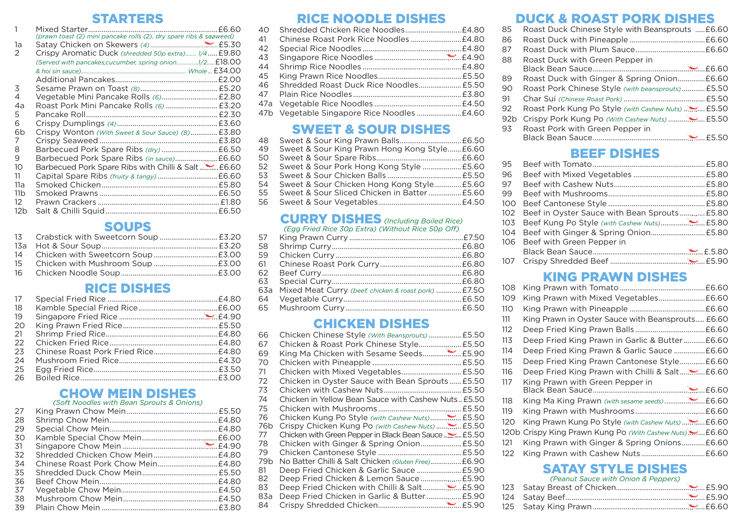## STARTERS

| | | |
|---|---|---|
| 1 | Mixed Starter *(prawn toast (2) mini pancake rolls (2), dry spare ribs & seaweed)* | £6.60 |
| 1a | Satay Chicken on Skewers *(4)* | £5.30 |
| 2 | Crispy Aromatic Duck *(shredded 50p extra)* 1/4 | £9.80 |
| | *(Served with pancakes,cucumber, spring onion & hoi sin sauce)* 1/2 | £18.00 |
| | Whole | £34.00 |
| | Additional Pancakes | £2.00 |
| 3 | Sesame Prawn on Toast *(8)* | £5.20 |
| 4 | Vegetable Mini Pancake Rolls *(6)* | £2.80 |
| 4a | Roast Pork Mini Pancake Rolls *(6)* | £3.20 |
| 5 | Pancake Roll | £2.30 |
| 6 | Crispy Dumplings *(4)* | £3.60 |
| 6b | Crispy Wonton *(With Sweet & Sour Sauce) (8)* | £3.80 |
| 7 | Crispy Seaweed | £3.80 |
| 8 | Barbecued Pork Spare Ribs *(dry)* | £6.50 |
| 9 | Barbecued Pork Spare Ribs *(in sauce)* | £6.60 |
| 10 | Barbecued Pork Spare Ribs with Chilli & Salt | £6.60 |
| 11 | Capital Spare Ribs *(fruity & tangy)* | £6.60 |
| 11a | Smoked Chicken | £5.80 |
| 11b | Smoked Prawns | £6.50 |
| 12 | Prawn Crackers | £1.80 |
| 12b | Salt & Chilli Squid | £6.50 |

## SOUPS

| | | |
|---|---|---|
| 13 | Crabstick with Sweetcorn Soup | £3.20 |
| 13a | Hot & Sour Soup | £3.20 |
| 14 | Chicken with Sweetcorn Soup | £3.00 |
| 15 | Chicken with Mushroom Soup | £3.00 |
| 16 | Chicken Noodle Soup | £3.00 |

## RICE DISHES

| | | |
|---|---|---|
| 17 | Special Fried Rice | £4.80 |
| 18 | Kamble Special Fried Rice | £6.00 |
| 19 | Singapore Fried Rice | £4.90 |
| 20 | King Prawn Fried Rice | £5.50 |
| 21 | Shrimp Fried Rice | £4.80 |
| 22 | Chicken Fried Rice | £4.80 |
| 23 | Chinese Roast Pork Fried Rice | £4.80 |
| 24 | Mushroom Fried Rice | £4.30 |
| 25 | Egg Fried Rice | £3.50 |
| 26 | Boiled Rice | £3.00 |

## CHOW MEIN DISHES

*(Soft Noodles with Bean Sprouts & Onions)*

| | | |
|---|---|---|
| 27 | King Prawn Chow Mein | £5.50 |
| 28 | Shrimp Chow Mein | £4.80 |
| 29 | Special Chow Mein | £4.80 |
| 30 | Kamble Special Chow Mein | £6.00 |
| 31 | Singapore Chow Mein | £4.90 |
| 32 | Shredded Chicken Chow Mein | £4.80 |
| 34 | Chinese Roast Pork Chow Mein | £4.80 |
| 35 | Shredded Duck Chow Mein | £5.50 |
| 36 | Beef Chow Mein | £4.80 |
| 37 | Vegetable Chow Mein | £4.50 |
| 38 | Mushroom Chow Mein | £4.50 |
| 39 | Plain Chow Mein | £3.80 |

## RICE NOODLE DISHES

| | | |
|---|---|---|
| 40 | Shredded Chicken Rice Noodles | £4.80 |
| 41 | Chinese Roast Pork Rice Noodles | £4.80 |
| 42 | Special Rice Noodles | £4.80 |
| 43 | Singapore Rice Noodles | £4.90 |
| 44 | Shrimp Rice Noodles | £4.80 |
| 45 | King Prawn Rice Noodles | £5.50 |
| 46 | Shredded Roast Duck Rice Noodles | £5.50 |
| 47 | Plain Rice Noodles | £3.80 |
| 47a | Vegetable Rice Noodles | £4.50 |
| 47b | Vegetable Singapore Rice Noodles | £4.60 |

## SWEET & SOUR DISHES

| | | |
|---|---|---|
| 48 | Sweet & Sour King Prawn Balls | £6.50 |
| 49 | Sweet & Sour King Prawn Hong Kong Style | £6.60 |
| 50 | Sweet & Sour Spare Ribs | £6.60 |
| 52 | Sweet & Sour Pork Hong Kong Style | £5.60 |
| 53 | Sweet & Sour Chicken Balls | £5.50 |
| 54 | Sweet & Sour Chicken Hong Kong Style | £5.60 |
| 55 | Sweet & Sour Sliced Chicken in Batter | £5.60 |
| 56 | Sweet & Sour Vegetables | £4.50 |

## CURRY DISHES *(Including Boiled Rice)*

*(Egg Fried Rice 30p Extra) (Without Rice 50p Off)*

| | | |
|---|---|---|
| 57 | King Prawn Curry | £7.50 |
| 58 | Shrimp Curry | £6.80 |
| 59 | Chicken Curry | £6.80 |
| 61 | Chinese Roast Pork Curry | £6.80 |
| 62 | Beef Curry | £6.80 |
| 63 | Special Curry | £6.80 |
| 63a | Mixed Meat Curry *(beef, chicken & roast pork)* | £7.50 |
| 64 | Vegetable Curry | £6.50 |
| 65 | Mushroom Curry | £6.50 |

## CHICKEN DISHES

| | | |
|---|---|---|
| 66 | Chicken Chinese Style *(With Beansprouts)* | £5.50 |
| 67 | Chicken & Roast Pork Chinese Style | £5.50 |
| 69 | King Ma Chicken with Sesame Seeds | £5.90 |
| 70 | Chicken with Pineapple | £5.50 |
| 71 | Chicken with Mixed Vegetables | £5.50 |
| 72 | Chicken in Oyster Sauce with Bean Sprouts | £5.50 |
| 73 | Chicken with Cashew Nuts | £5.50 |
| 74 | Chicken in Yellow Bean Sauce with Cashew Nuts | £5.50 |
| 75 | Chicken with Mushrooms | £5.50 |
| 76 | Chicken Kung Po Style *(with Cashew Nuts)* | £5.50 |
| 76b | Crispy Chicken Kung Po *(with Cashew Nuts)* | £5.50 |
| 77 | Chicken with Green Pepper in Black Bean Sauce | £5.50 |
| 78 | Chicken with Ginger & Spring Onion | £5.50 |
| 79 | Chicken Cantonese Style | £5.50 |
| 79b | No Batter Chilli & Salt Chicken *(Gluten Free)* | £6.90 |
| 81 | Deep Fried Chicken & Garlic Sauce | £5.90 |
| 82 | Deep Fried Chicken & Lemon Sauce | £5.90 |
| 83 | Deep Fried Chicken with Chilli & Salt | £5.90 |
| 83a | Deep Fried Chicken in Garlic & Butter | £5.90 |
| 84 | Crispy Shredded Chicken | £5.90 |

## DUCK & ROAST PORK DISHES

| | | |
|---|---|---|
| 85 | Roast Duck Chinese Style with Beansprouts | £6.60 |
| 86 | Roast Duck with Pineapple | £6.60 |
| 87 | Roast Duck with Plum Sauce | £6.60 |
| 88 | Roast Duck with Green Pepper in Black Bean Sauce | £6.60 |
| 89 | Roast Duck with Ginger & Spring Onion | £6.60 |
| 90 | Roast Pork Chinese Style *(with beansprouts)* | £5.50 |
| 91 | Char Sui *(Chinese Roast Pork)* | £5.50 |
| 92 | Roast Pork Kung Po Style *(with Cashew Nuts)* | £5.50 |
| 92b | Crispy Pork Kung Po *(With Cashew Nuts)* | £5.50 |
| 93 | Roast Pork with Green Pepper in Black Bean Sauce | £5.50 |

## BEEF DISHES

| | | |
|---|---|---|
| 95 | Beef with Tomato | £5.80 |
| 96 | Beef with Mixed Vegetables | £5.80 |
| 97 | Beef with Cashew Nuts | £5.80 |
| 99 | Beef with Mushrooms | £5.80 |
| 100 | Beef Cantonese Style | £5.80 |
| 102 | Beef in Oyster Sauce with Bean Sprouts | £5.80 |
| 103 | Beef Kung Po Style *(with Cashew Nuts)* | £5.80 |
| 104 | Beef with Ginger & Spring Onion | £5.80 |
| 106 | Beef with Green Pepper in Black Bean Sauce | £5.80 |
| 107 | Crispy Shredded Beef | £5.90 |

## KING PRAWN DISHES

| | | |
|---|---|---|
| 108 | King Prawn with Tomato | £6.60 |
| 109 | King Prawn with Mixed Vegetables | £6.60 |
| 110 | King Prawn with Pineapple | £6.60 |
| 111 | King Prawn in Oyster Sauce with Beansprouts | £6.60 |
| 112 | Deep Fried King Prawn Balls | £6.60 |
| 113 | Deep Fried King Prawn in Garlic & Butter | £6.60 |
| 114 | Deep Fried King Prawn & Garlic Sauce | £6.60 |
| 115 | Deep Fried King Prawn Cantonese Style | £6.60 |
| 116 | Deep Fried King Prawn with Chilli & Salt | £6.60 |
| 117 | King Prawn with Green Pepper in Black Bean Sauce | £6.60 |
| 118 | King Ma King Prawn *(with sesame seeds)* | £6.60 |
| 119 | King Prawn with Mushrooms | £6.60 |
| 120 | King Prawn Kung Po Style *(with Cashew Nuts)* | £6.60 |
| 120b | Crispy King Prawn Kung Po *(With Cashew Nuts)* | £6.60 |
| 121 | King Prawn with Ginger & Spring Onions | £6.60 |
| 122 | King Prawn with Cashew Nuts | £6.60 |

## SATAY STYLE DISHES

*(Peanut Sauce with Onion & Peppers)*

| | | |
|---|---|---|
| 123 | Satay Breast of Chicken | £5.90 |
| 124 | Satay Beef | £5.90 |
| 125 | Satay King Prawn | £6.60 |